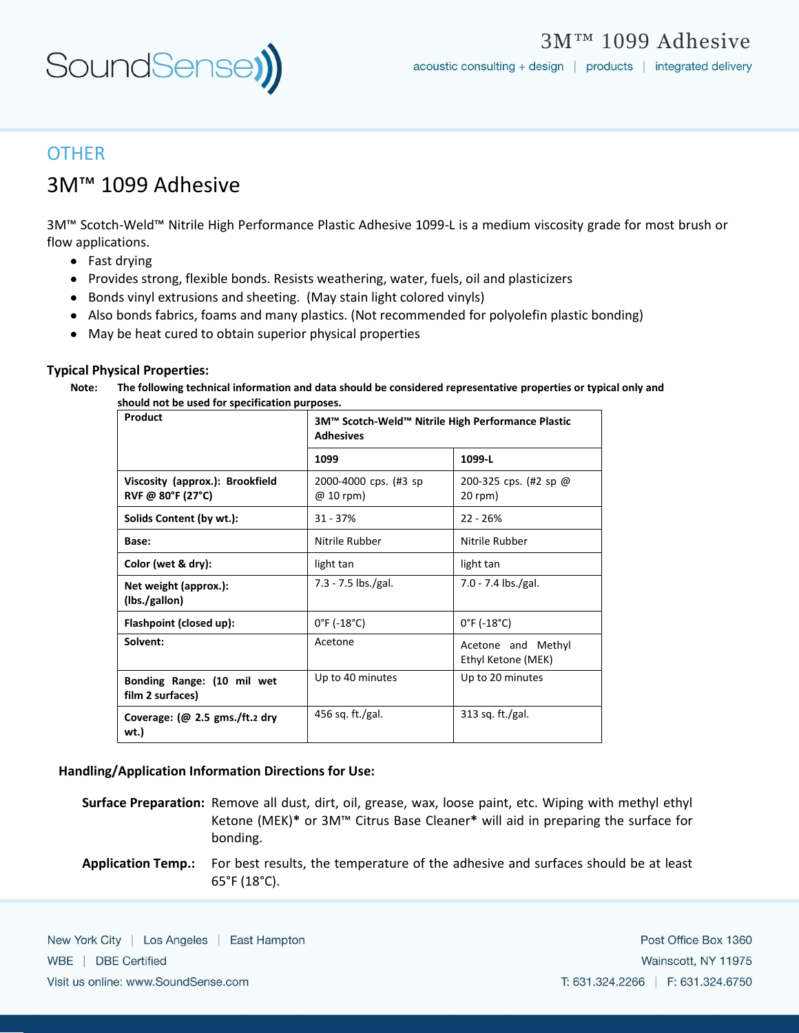## OTHER

# 3M™ 1099 Adhesive

3M™ Scotch-Weld™ Nitrile High Performance Plastic Adhesive 1099-L is a medium viscosity grade for most brush or flow applications.

- Fast drying
- Provides strong, flexible bonds. Resists weathering, water, fuels, oil and plasticizers
- Bonds vinyl extrusions and sheeting. (May stain light colored vinyls)
- Also bonds fabrics, foams and many plastics. (Not recommended for polyolefin plastic bonding)
- May be heat cured to obtain superior physical properties

### Typical Physical Properties:

**Note: The following technical information and data should be considered representative properties or typical only and should not be used for specification purposes.**

| Product | 3M™ Scotch-Weld™ Nitrile High Performance Plastic Adhesives | |
|---|---|---|
| | **1099** | **1099-L** |
| **Viscosity (approx.): Brookfield RVF @ 80°F (27°C)** | 2000-4000 cps. (#3 sp @ 10 rpm) | 200-325 cps. (#2 sp @ 20 rpm) |
| **Solids Content (by wt.):** | 31 - 37% | 22 - 26% |
| **Base:** | Nitrile Rubber | Nitrile Rubber |
| **Color (wet & dry):** | light tan | light tan |
| **Net weight (approx.): (lbs./gallon)** | 7.3 - 7.5 lbs./gal. | 7.0 - 7.4 lbs./gal. |
| **Flashpoint (closed up):** | 0°F (-18°C) | 0°F (-18°C) |
| **Solvent:** | Acetone | Acetone and Methyl Ethyl Ketone (MEK) |
| **Bonding Range: (10 mil wet film 2 surfaces)** | Up to 40 minutes | Up to 20 minutes |
| **Coverage: (@ 2.5 gms./ft.2 dry wt.)** | 456 sq. ft./gal. | 313 sq. ft./gal. |

### Handling/Application Information Directions for Use:

**Surface Preparation:** Remove all dust, dirt, oil, grease, wax, loose paint, etc. Wiping with methyl ethyl Ketone (MEK)* or 3M™ Citrus Base Cleaner* will aid in preparing the surface for bonding.

**Application Temp.:** For best results, the temperature of the adhesive and surfaces should be at least 65°F (18°C).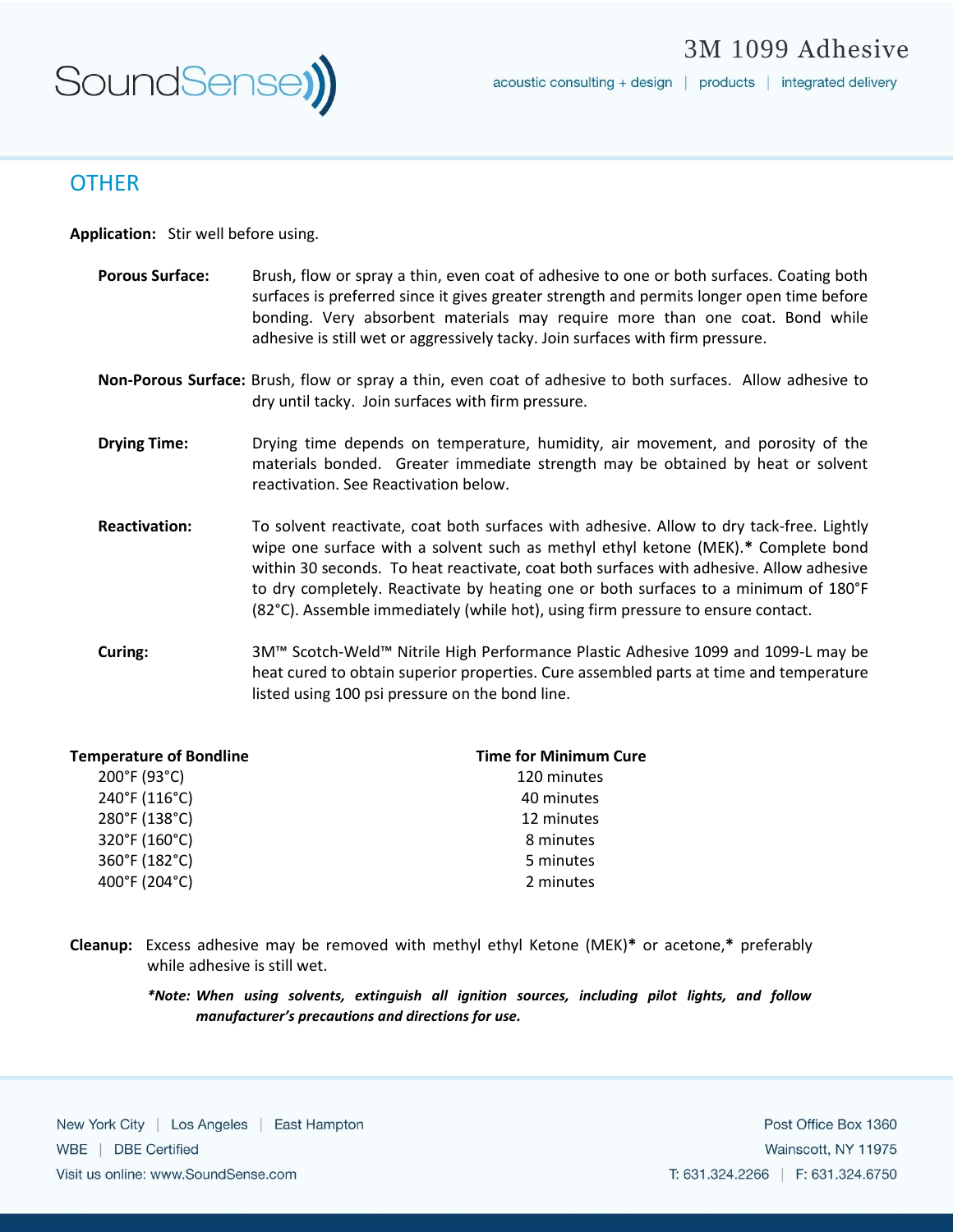## OTHER

**Application:** Stir well before using.

**Porous Surface:** Brush, flow or spray a thin, even coat of adhesive to one or both surfaces. Coating both surfaces is preferred since it gives greater strength and permits longer open time before bonding. Very absorbent materials may require more than one coat. Bond while adhesive is still wet or aggressively tacky. Join surfaces with firm pressure.

**Non-Porous Surface:** Brush, flow or spray a thin, even coat of adhesive to both surfaces. Allow adhesive to dry until tacky. Join surfaces with firm pressure.

**Drying Time:** Drying time depends on temperature, humidity, air movement, and porosity of the materials bonded. Greater immediate strength may be obtained by heat or solvent reactivation. See Reactivation below.

**Reactivation:** To solvent reactivate, coat both surfaces with adhesive. Allow to dry tack-free. Lightly wipe one surface with a solvent such as methyl ethyl ketone (MEK).* Complete bond within 30 seconds. To heat reactivate, coat both surfaces with adhesive. Allow adhesive to dry completely. Reactivate by heating one or both surfaces to a minimum of 180°F (82°C). Assemble immediately (while hot), using firm pressure to ensure contact.

**Curing:** 3M™ Scotch-Weld™ Nitrile High Performance Plastic Adhesive 1099 and 1099-L may be heat cured to obtain superior properties. Cure assembled parts at time and temperature listed using 100 psi pressure on the bond line.

| Temperature of Bondline | Time for Minimum Cure |
|---|---|
| 200°F (93°C) | 120 minutes |
| 240°F (116°C) | 40 minutes |
| 280°F (138°C) | 12 minutes |
| 320°F (160°C) | 8 minutes |
| 360°F (182°C) | 5 minutes |
| 400°F (204°C) | 2 minutes |

**Cleanup:** Excess adhesive may be removed with methyl ethyl Ketone (MEK)* or acetone,* preferably while adhesive is still wet.

***Note:** When using solvents, extinguish all ignition sources, including pilot lights, and follow manufacturer's precautions and directions for use.*